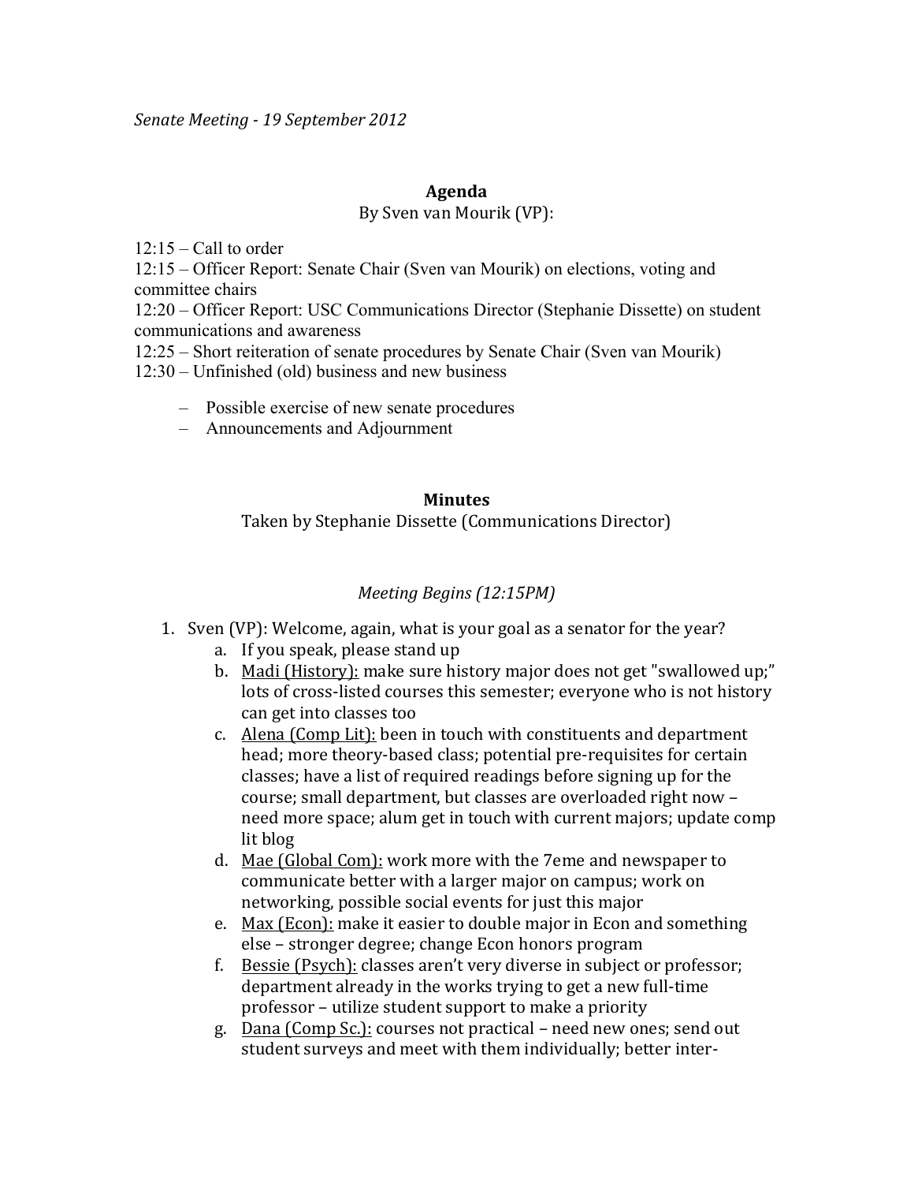*Senate Meeting - 19 September 2012*

## Agenda

By Sven van Mourik (VP):

12:15 – Call to order
12:15 – Officer Report: Senate Chair (Sven van Mourik) on elections, voting and committee chairs
12:20 – Officer Report: USC Communications Director (Stephanie Dissette) on student communications and awareness
12:25 – Short reiteration of senate procedures by Senate Chair (Sven van Mourik)
12:30 – Unfinished (old) business and new business

- Possible exercise of new senate procedures
- Announcements and Adjournment

## Minutes

Taken by Stephanie Dissette (Communications Director)

*Meeting Begins (12:15PM)*

1. Sven (VP): Welcome, again, what is your goal as a senator for the year?
    a. If you speak, please stand up
    b. Madi (History): make sure history major does not get "swallowed up;" lots of cross-listed courses this semester; everyone who is not history can get into classes too
    c. Alena (Comp Lit): been in touch with constituents and department head; more theory-based class; potential pre-requisites for certain classes; have a list of required readings before signing up for the course; small department, but classes are overloaded right now – need more space; alum get in touch with current majors; update comp lit blog
    d. Mae (Global Com): work more with the 7eme and newspaper to communicate better with a larger major on campus; work on networking, possible social events for just this major
    e. Max (Econ): make it easier to double major in Econ and something else – stronger degree; change Econ honors program
    f. Bessie (Psych): classes aren't very diverse in subject or professor; department already in the works trying to get a new full-time professor – utilize student support to make a priority
    g. Dana (Comp Sc.): courses not practical – need new ones; send out student surveys and meet with them individually; better inter-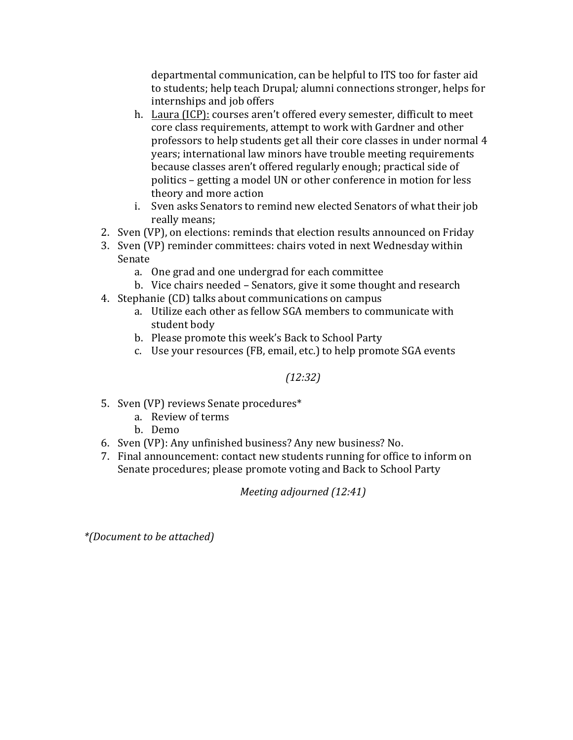departmental communication, can be helpful to ITS too for faster aid to students; help teach Drupal*;* alumni connections stronger, helps for internships and job offers

   h. <u>Laura (ICP):</u> courses aren't offered every semester, difficult to meet core class requirements, attempt to work with Gardner and other professors to help students get all their core classes in under normal 4 years; international law minors have trouble meeting requirements because classes aren't offered regularly enough; practical side of politics – getting a model UN or other conference in motion for less theory and more action

   i. Sven asks Senators to remind new elected Senators of what their job really means;

2. Sven (VP), on elections: reminds that election results announced on Friday
3. Sven (VP) reminder committees: chairs voted in next Wednesday within Senate
   a. One grad and one undergrad for each committee
   b. Vice chairs needed – Senators, give it some thought and research
4. Stephanie (CD) talks about communications on campus
   a. Utilize each other as fellow SGA members to communicate with student body
   b. Please promote this week's Back to School Party
   c. Use your resources (FB, email, etc.) to help promote SGA events

*(12:32)*

5. Sven (VP) reviews Senate procedures*
   a. Review of terms
   b. Demo
6. Sven (VP): Any unfinished business? Any new business? No.
7. Final announcement: contact new students running for office to inform on Senate procedures; please promote voting and Back to School Party

*Meeting adjourned (12:41)*

*\*(Document to be attached)*